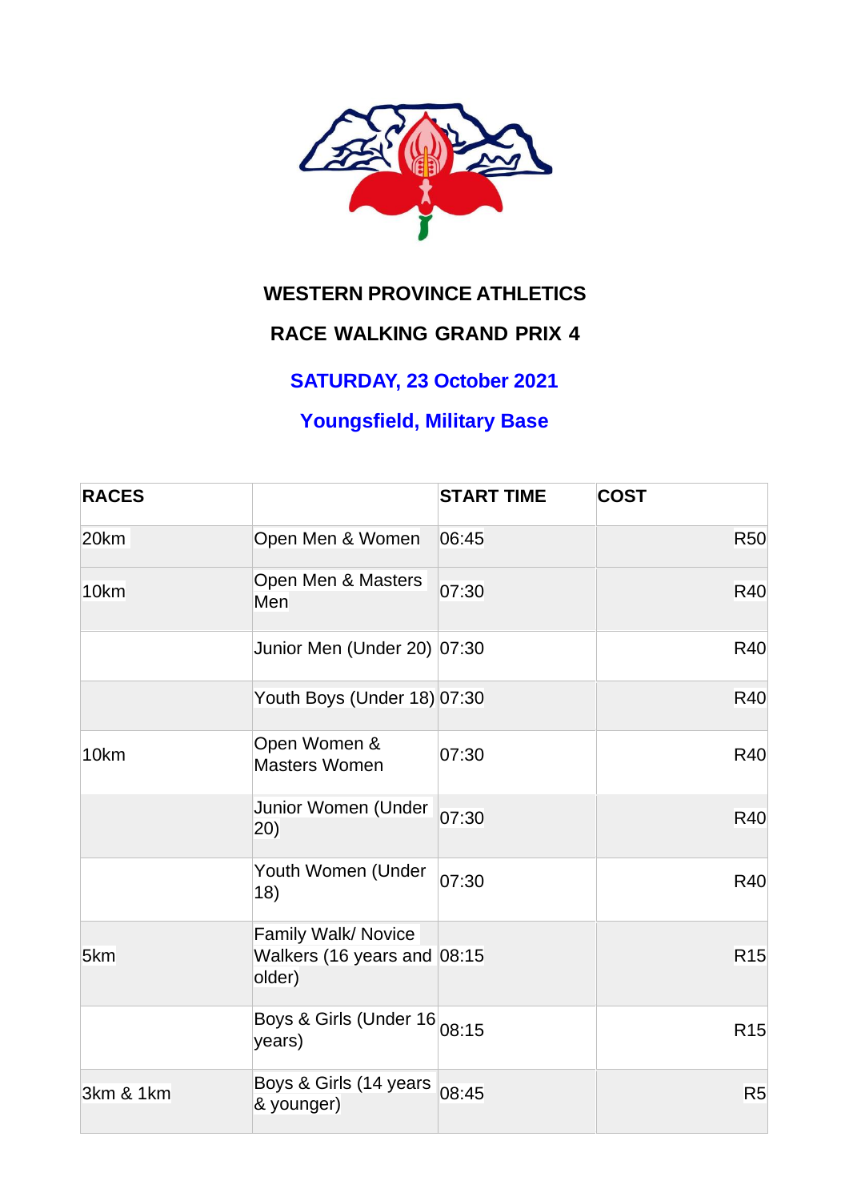# WESTERN PROVINCE ATHLETICS

## RACE WALKING GRAND PRIX 4

**SATURDAY, 23 October 2021**

**Youngsfield, Military Base**

| RACES | | START TIME | COST |
|---|---|---|---|
| 20km | Open Men & Women | 06:45 | R50 |
| 10km | Open Men & Masters Men | 07:30 | R40 |
| | Junior Men (Under 20) | 07:30 | R40 |
| | Youth Boys (Under 18) | 07:30 | R40 |
| 10km | Open Women & Masters Women | 07:30 | R40 |
| | Junior Women (Under 20) | 07:30 | R40 |
| | Youth Women (Under 18) | 07:30 | R40 |
| 5km | Family Walk/ Novice Walkers (16 years and older) | 08:15 | R15 |
| | Boys & Girls (Under 16 years) | 08:15 | R15 |
| 3km & 1km | Boys & Girls (14 years & younger) | 08:45 | R5 |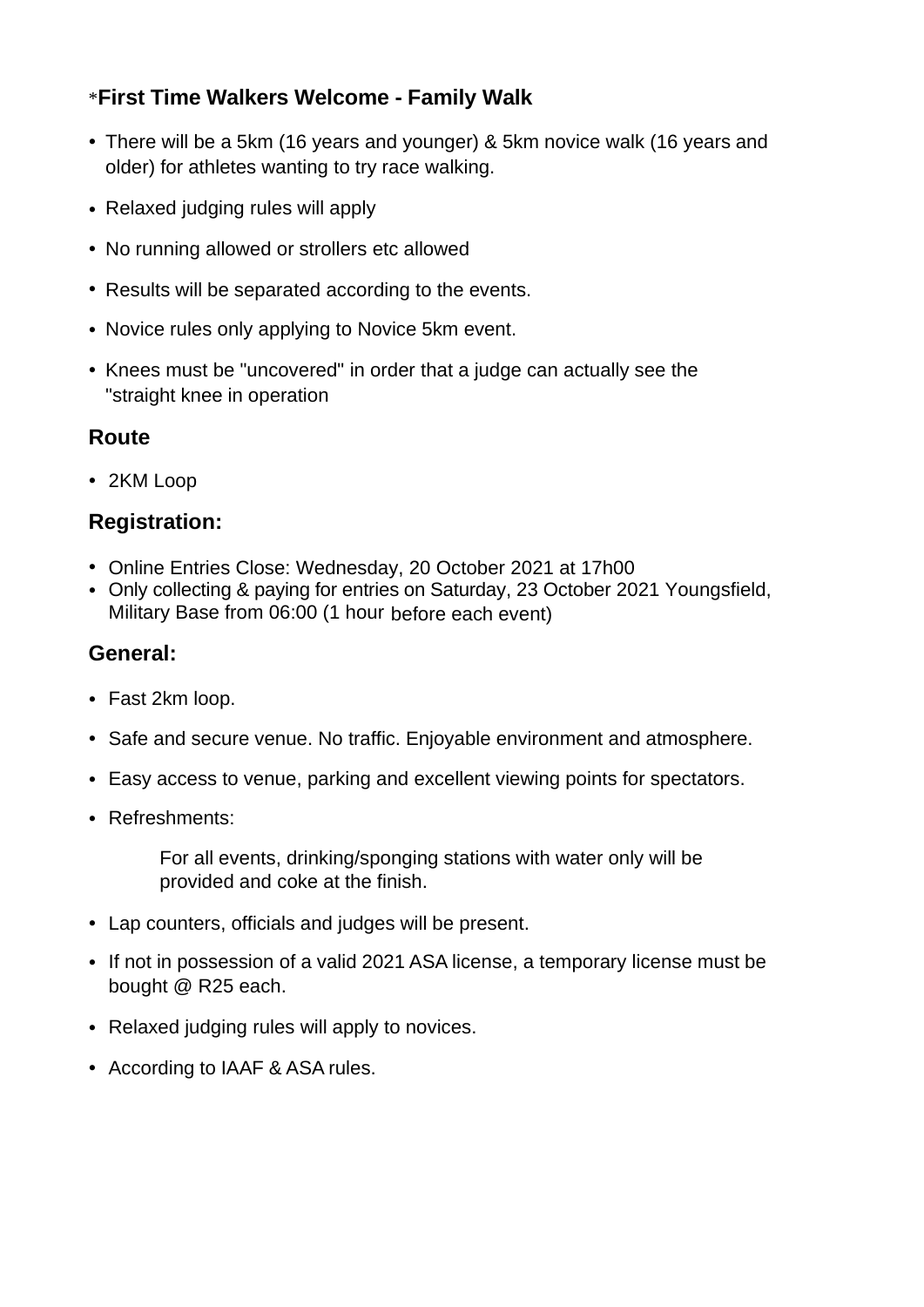### *First Time Walkers Welcome - Family Walk

- There will be a 5km (16 years and younger) & 5km novice walk (16 years and older) for athletes wanting to try race walking.
- Relaxed judging rules will apply
- No running allowed or strollers etc allowed
- Results will be separated according to the events.
- Novice rules only applying to Novice 5km event.
- Knees must be "uncovered" in order that a judge can actually see the "straight knee in operation

## Route

- 2KM Loop

## Registration:

- Online Entries Close: Wednesday, 20 October 2021 at 17h00
- Only collecting & paying for entries on Saturday, 23 October 2021 Youngsfield, Military Base from 06:00 (1 hour before each event)

## General:

- Fast 2km loop.
- Safe and secure venue. No traffic. Enjoyable environment and atmosphere.
- Easy access to venue, parking and excellent viewing points for spectators.
- Refreshments:

  For all events, drinking/sponging stations with water only will be provided and coke at the finish.

- Lap counters, officials and judges will be present.
- If not in possession of a valid 2021 ASA license, a temporary license must be bought @ R25 each.
- Relaxed judging rules will apply to novices.
- According to IAAF & ASA rules.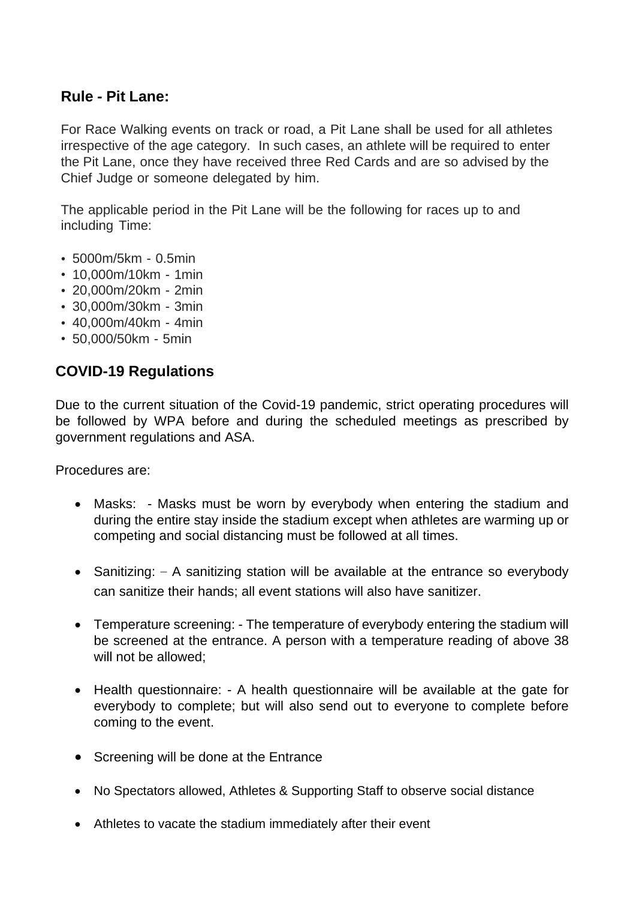### Rule - Pit Lane:

For Race Walking events on track or road, a Pit Lane shall be used for all athletes irrespective of the age category. In such cases, an athlete will be required to enter the Pit Lane, once they have received three Red Cards and are so advised by the Chief Judge or someone delegated by him.

The applicable period in the Pit Lane will be the following for races up to and including Time:

- 5000m/5km - 0.5min
- 10,000m/10km - 1min
- 20,000m/20km - 2min
- 30,000m/30km - 3min
- 40,000m/40km - 4min
- 50,000/50km - 5min

## COVID-19 Regulations

Due to the current situation of the Covid-19 pandemic, strict operating procedures will be followed by WPA before and during the scheduled meetings as prescribed by government regulations and ASA.

Procedures are:

- Masks: - Masks must be worn by everybody when entering the stadium and during the entire stay inside the stadium except when athletes are warming up or competing and social distancing must be followed at all times.
- Sanitizing: – A sanitizing station will be available at the entrance so everybody can sanitize their hands; all event stations will also have sanitizer.
- Temperature screening: - The temperature of everybody entering the stadium will be screened at the entrance. A person with a temperature reading of above 38 will not be allowed;
- Health questionnaire: - A health questionnaire will be available at the gate for everybody to complete; but will also send out to everyone to complete before coming to the event.
- Screening will be done at the Entrance
- No Spectators allowed, Athletes & Supporting Staff to observe social distance
- Athletes to vacate the stadium immediately after their event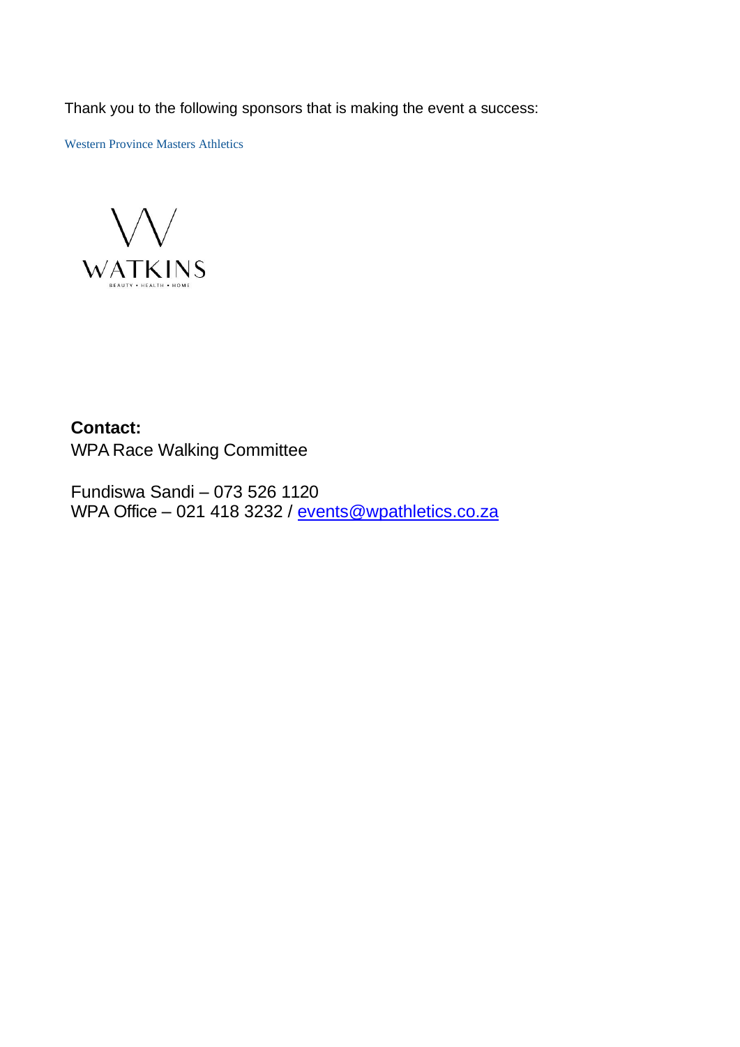Thank you to the following sponsors that is making the event a success:

Western Province Masters Athletics

WATKINS

BEAUTY • HEALTH • HOME

**Contact:**
WPA Race Walking Committee

Fundiswa Sandi – 073 526 1120
WPA Office – 021 418 3232 / events@wpathletics.co.za